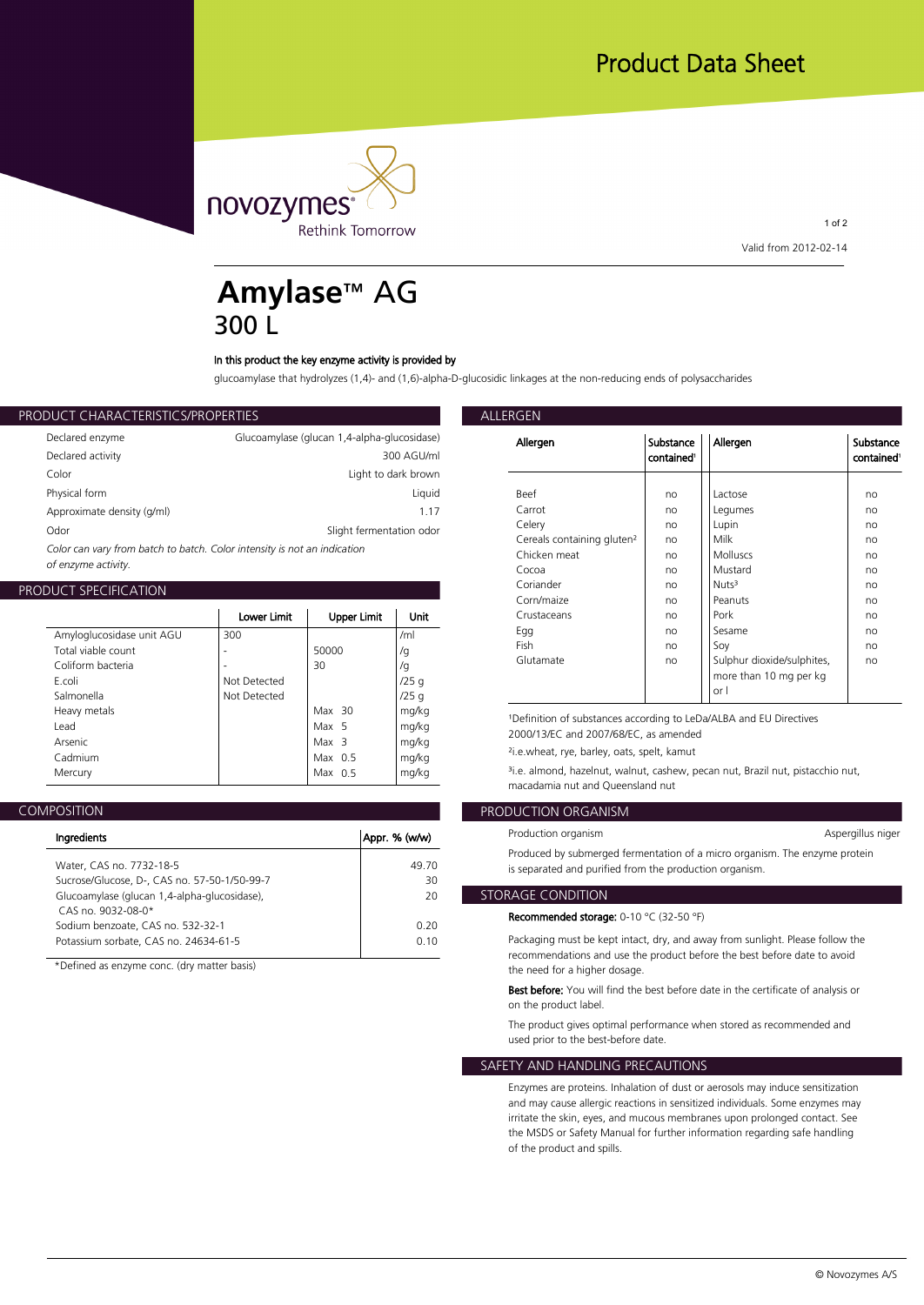# Product Data Sheet

novozymes® Rethink Tomorrow

Valid from 2012-02-14

# Amylase™ AG 300 L

**In this product the key enzyme activity is provided by**

glucoamylase that hydrolyzes (1,4)- and (1,6)-alpha-D-glucosidic linkages at the non-reducing ends of polysaccharides

## PRODUCT CHARACTERISTICS/PROPERTIES

| | |
|---|---|
| Declared enzyme | Glucoamylase (glucan 1,4-alpha-glucosidase) |
| Declared activity | 300 AGU/ml |
| Color | Light to dark brown |
| Physical form | Liquid |
| Approximate density (g/ml) | 1.17 |
| Odor | Slight fermentation odor |

*Color can vary from batch to batch. Color intensity is not an indication of enzyme activity.*

## PRODUCT SPECIFICATION

| | Lower Limit | Upper Limit | Unit |
|---|---|---|---|
| Amyloglucosidase unit AGU | 300 | | /ml |
| Total viable count | - | 50000 | /g |
| Coliform bacteria | - | 30 | /g |
| E.coli | Not Detected | | /25 g |
| Salmonella | Not Detected | | /25 g |
| Heavy metals | | Max 30 | mg/kg |
| Lead | | Max 5 | mg/kg |
| Arsenic | | Max 3 | mg/kg |
| Cadmium | | Max 0.5 | mg/kg |
| Mercury | | Max 0.5 | mg/kg |

## COMPOSITION

| Ingredients | Appr. % (w/w) |
|---|---|
| Water, CAS no. 7732-18-5 | 49.70 |
| Sucrose/Glucose, D-, CAS no. 57-50-1/50-99-7 | 30 |
| Glucoamylase (glucan 1,4-alpha-glucosidase), CAS no. 9032-08-0* | 20 |
| Sodium benzoate, CAS no. 532-32-1 | 0.20 |
| Potassium sorbate, CAS no. 24634-61-5 | 0.10 |

*Defined as enzyme conc. (dry matter basis)

## ALLERGEN

| Allergen | Substance contained[1] | Allergen | Substance contained[1] |
|---|---|---|---|
| Beef | no | Lactose | no |
| Carrot | no | Legumes | no |
| Celery | no | Lupin | no |
| Cereals containing gluten[2] | no | Milk | no |
| Chicken meat | no | Molluscs | no |
| Cocoa | no | Mustard | no |
| Coriander | no | Nuts[3] | no |
| Corn/maize | no | Peanuts | no |
| Crustaceans | no | Pork | no |
| Egg | no | Sesame | no |
| Fish | no | Soy | no |
| Glutamate | no | Sulphur dioxide/sulphites, more than 10 mg per kg or l | no |

[1]Definition of substances according to LeDa/ALBA and EU Directives 2000/13/EC and 2007/68/EC, as amended

[2]i.e.wheat, rye, barley, oats, spelt, kamut

[3]i.e. almond, hazelnut, walnut, cashew, pecan nut, Brazil nut, pistachio nut, macadamia nut and Queensland nut

## PRODUCTION ORGANISM

Production organism: Aspergillus niger

Produced by submerged fermentation of a micro organism. The enzyme protein is separated and purified from the production organism.

## STORAGE CONDITION

**Recommended storage:** 0-10 °C (32-50 °F)

Packaging must be kept intact, dry, and away from sunlight. Please follow the recommendations and use the product before the best before date to avoid the need for a higher dosage.

**Best before:** You will find the best before date in the certificate of analysis or on the product label.

The product gives optimal performance when stored as recommended and used prior to the best-before date.

## SAFETY AND HANDLING PRECAUTIONS

Enzymes are proteins. Inhalation of dust or aerosols may induce sensitization and may cause allergic reactions in sensitized individuals. Some enzymes may irritate the skin, eyes, and mucous membranes upon prolonged contact. See the MSDS or Safety Manual for further information regarding safe handling of the product and spills.

© Novozymes A/S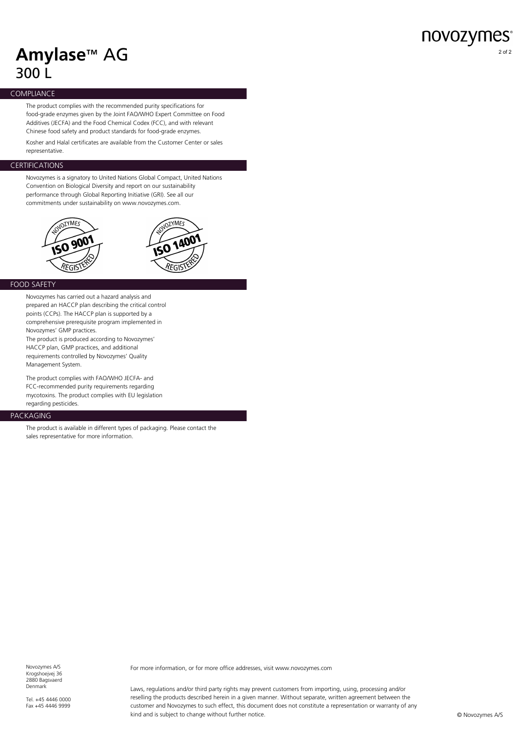# **Amylase**™ AG 300 L

## COMPLIANCE

The product complies with the recommended purity specifications for food-grade enzymes given by the Joint FAO/WHO Expert Committee on Food Additives (JECFA) and the Food Chemical Codex (FCC), and with relevant Chinese food safety and product standards for food-grade enzymes.

Kosher and Halal certificates are available from the Customer Center or sales representative.

## CERTIFICATIONS

Novozymes is a signatory to United Nations Global Compact, United Nations Convention on Biological Diversity and report on our sustainability performance through Global Reporting Initiative (GRI). See all our commitments under sustainability on www.novozymes.com.

NOVOZYMES ISO 9001 REGISTERED

NOVOZYMES ISO 14001 REGISTERED

## FOOD SAFETY

Novozymes has carried out a hazard analysis and prepared an HACCP plan describing the critical control points (CCPs). The HACCP plan is supported by a comprehensive prerequisite program implemented in Novozymes' GMP practices.
The product is produced according to Novozymes' HACCP plan, GMP practices, and additional requirements controlled by Novozymes' Quality Management System.

The product complies with FAO/WHO JECFA- and FCC-recommended purity requirements regarding mycotoxins. The product complies with EU legislation regarding pesticides.

## PACKAGING

The product is available in different types of packaging. Please contact the sales representative for more information.

Novozymes A/S
Krogshoejvej 36
2880 Bagsvaerd
Denmark

Tel. +45 4446 0000
Fax +45 4446 9999

For more information, or for more office addresses, visit www.novozymes.com

Laws, regulations and/or third party rights may prevent customers from importing, using, processing and/or reselling the products described herein in a given manner. Without separate, written agreement between the customer and Novozymes to such effect, this document does not constitute a representation or warranty of any kind and is subject to change without further notice.

© Novozymes A/S